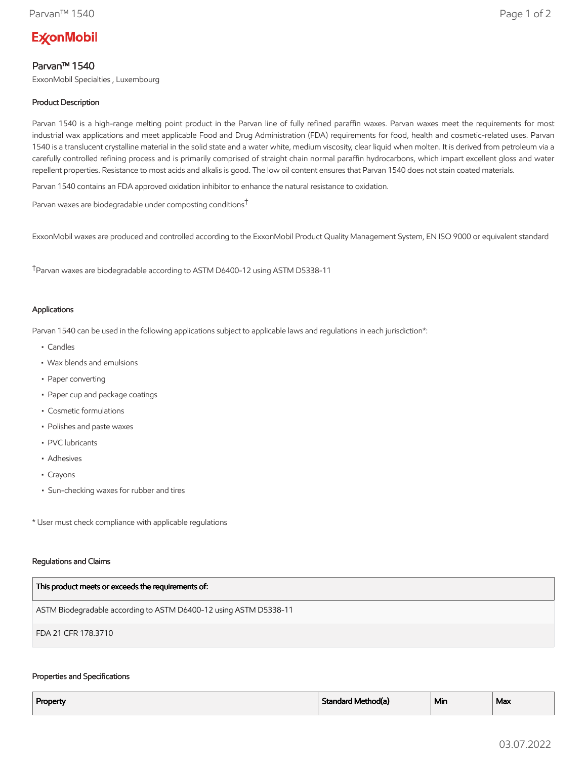ExxonMobil

# Parvan™ 1540

ExxonMobil Specialties , Luxembourg

## Product Description

Parvan 1540 is a high-range melting point product in the Parvan line of fully refined paraffin waxes. Parvan waxes meet the requirements for most industrial wax applications and meet applicable Food and Drug Administration (FDA) requirements for food, health and cosmetic-related uses. Parvan 1540 is a translucent crystalline material in the solid state and a water white, medium viscosity, clear liquid when molten. It is derived from petroleum via a carefully controlled refining process and is primarily comprised of straight chain normal paraffin hydrocarbons, which impart excellent gloss and water repellent properties. Resistance to most acids and alkalis is good. The low oil content ensures that Parvan 1540 does not stain coated materials.

Parvan 1540 contains an FDA approved oxidation inhibitor to enhance the natural resistance to oxidation.

Parvan waxes are biodegradable under composting conditions[†]

ExxonMobil waxes are produced and controlled according to the ExxonMobil Product Quality Management System, EN ISO 9000 or equivalent standard

[†]Parvan waxes are biodegradable according to ASTM D6400-12 using ASTM D5338-11

## Applications

Parvan 1540 can be used in the following applications subject to applicable laws and regulations in each jurisdiction*:

- Candles
- Wax blends and emulsions
- Paper converting
- Paper cup and package coatings
- Cosmetic formulations
- Polishes and paste waxes
- PVC lubricants
- Adhesives
- Crayons
- Sun-checking waxes for rubber and tires

* User must check compliance with applicable regulations

## Regulations and Claims

| This product meets or exceeds the requirements of: |
|---|
| ASTM Biodegradable according to ASTM D6400-12 using ASTM D5338-11 |
| FDA 21 CFR 178.3710 |

## Properties and Specifications

| Property | Standard Method(a) | Min | Max |
|---|---|---|---|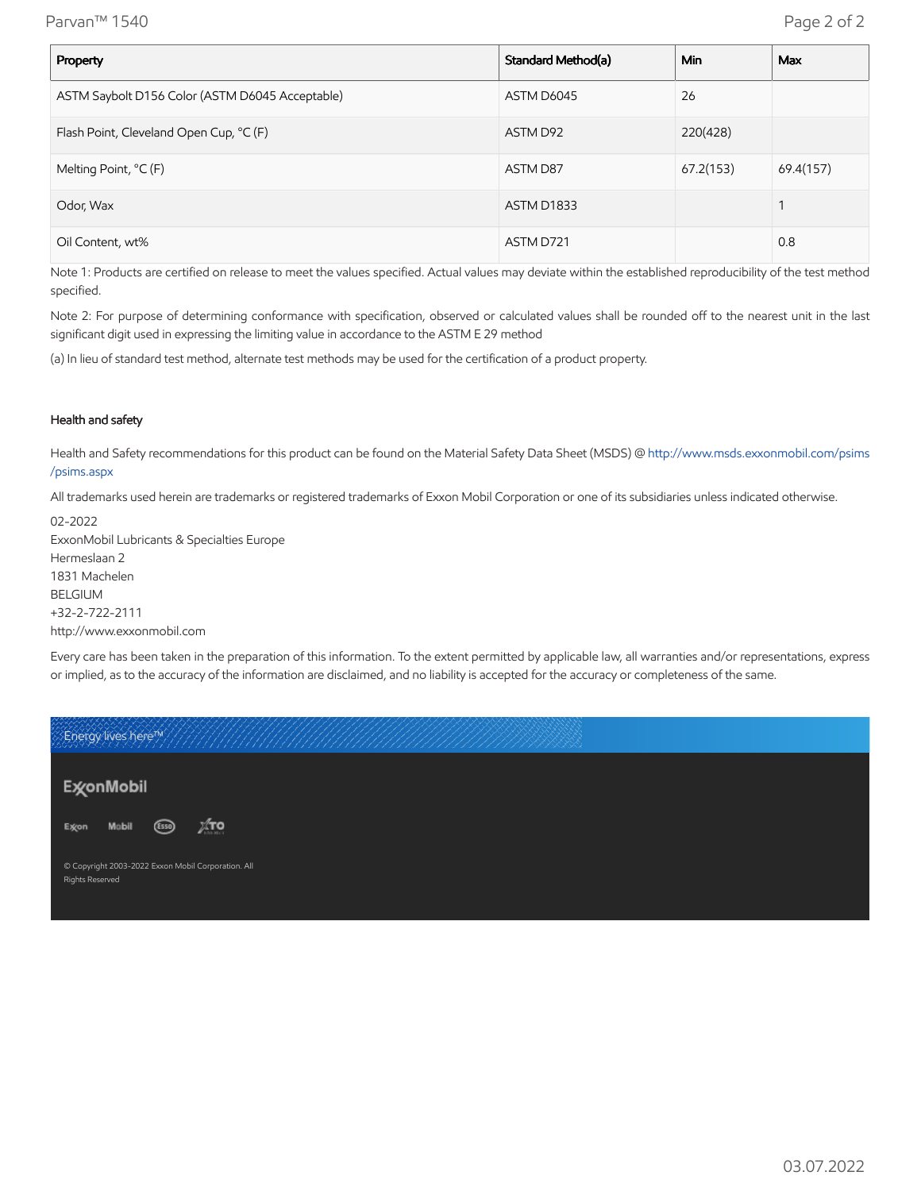| Property | Standard Method(a) | Min | Max |
|---|---|---|---|
| ASTM Saybolt D156 Color (ASTM D6045 Acceptable) | ASTM D6045 | 26 | |
| Flash Point, Cleveland Open Cup, °C (F) | ASTM D92 | 220(428) | |
| Melting Point, °C (F) | ASTM D87 | 67.2(153) | 69.4(157) |
| Odor, Wax | ASTM D1833 | | 1 |
| Oil Content, wt% | ASTM D721 | | 0.8 |

Note 1: Products are certified on release to meet the values specified. Actual values may deviate within the established reproducibility of the test method specified.

Note 2: For purpose of determining conformance with specification, observed or calculated values shall be rounded off to the nearest unit in the last significant digit used in expressing the limiting value in accordance to the ASTM E 29 method

(a) In lieu of standard test method, alternate test methods may be used for the certification of a product property.

### Health and safety

Health and Safety recommendations for this product can be found on the Material Safety Data Sheet (MSDS) @ http://www.msds.exxonmobil.com/psims/psims.aspx

All trademarks used herein are trademarks or registered trademarks of Exxon Mobil Corporation or one of its subsidiaries unless indicated otherwise.

02-2022
ExxonMobil Lubricants & Specialties Europe
Hermeslaan 2
1831 Machelen
BELGIUM
+32-2-722-2111
http://www.exxonmobil.com

Every care has been taken in the preparation of this information. To the extent permitted by applicable law, all warranties and/or representations, express or implied, as to the accuracy of the information are disclaimed, and no liability is accepted for the accuracy or completeness of the same.

Energy lives here™

ExxonMobil

Exxon Mobil Esso XTO

© Copyright 2003-2022 Exxon Mobil Corporation. All Rights Reserved